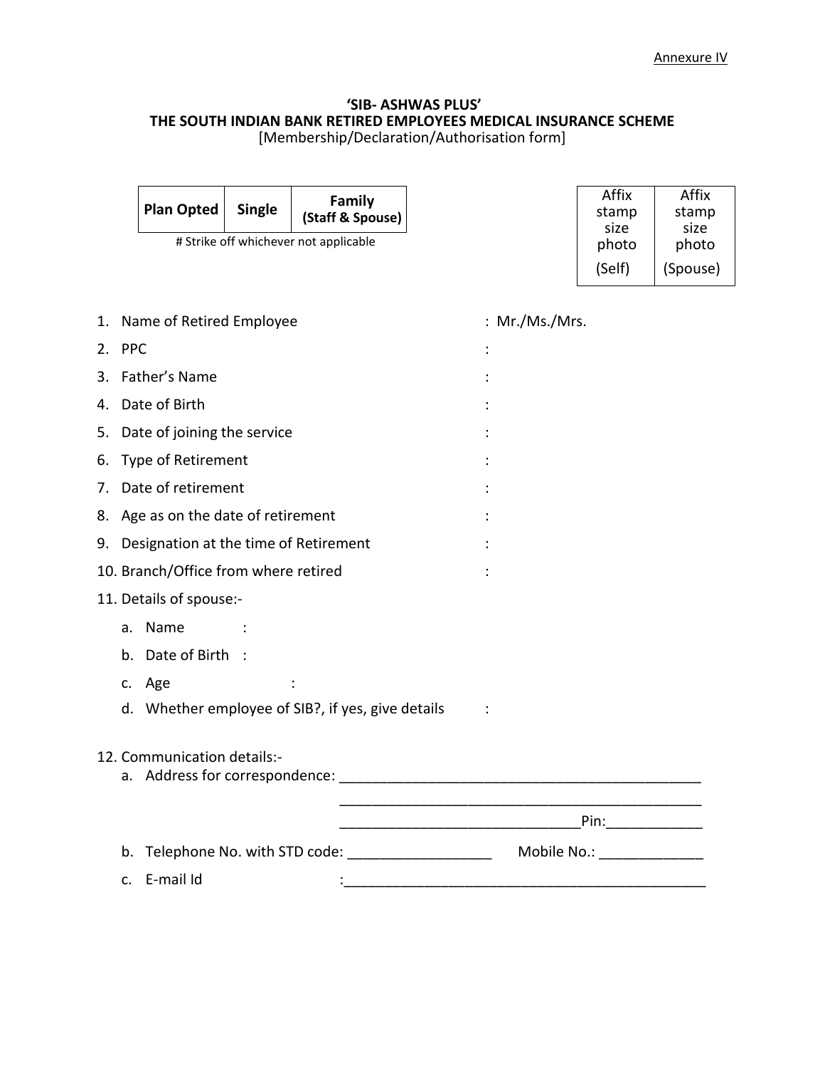Annexure IV

## ‘SIB- ASHWAS PLUS’
## THE SOUTH INDIAN BANK RETIRED EMPLOYEES MEDICAL INSURANCE SCHEME

[Membership/Declaration/Authorisation form]

| Plan Opted | Single | Family (Staff & Spouse) |
|---|---|---|

# Strike off whichever not applicable

| Affix stamp size photo (Self) | Affix stamp size photo (Spouse) |
|---|---|

1. Name of Retired Employee : Mr./Ms./Mrs.
2. PPC :
3. Father’s Name :
4. Date of Birth :
5. Date of joining the service :
6. Type of Retirement :
7. Date of retirement :
8. Age as on the date of retirement :
9. Designation at the time of Retirement :
10. Branch/Office from where retired :
11. Details of spouse:-
    a. Name :
    b. Date of Birth :
    c. Age :
    d. Whether employee of SIB?, if yes, give details :
12. Communication details:-
    a. Address for correspondence: ______________________________________________
    ______________________________________________
    ______________________________Pin:____________
    b. Telephone No. with STD code: __________________ Mobile No.: _____________
    c. E-mail Id :_______________________________________________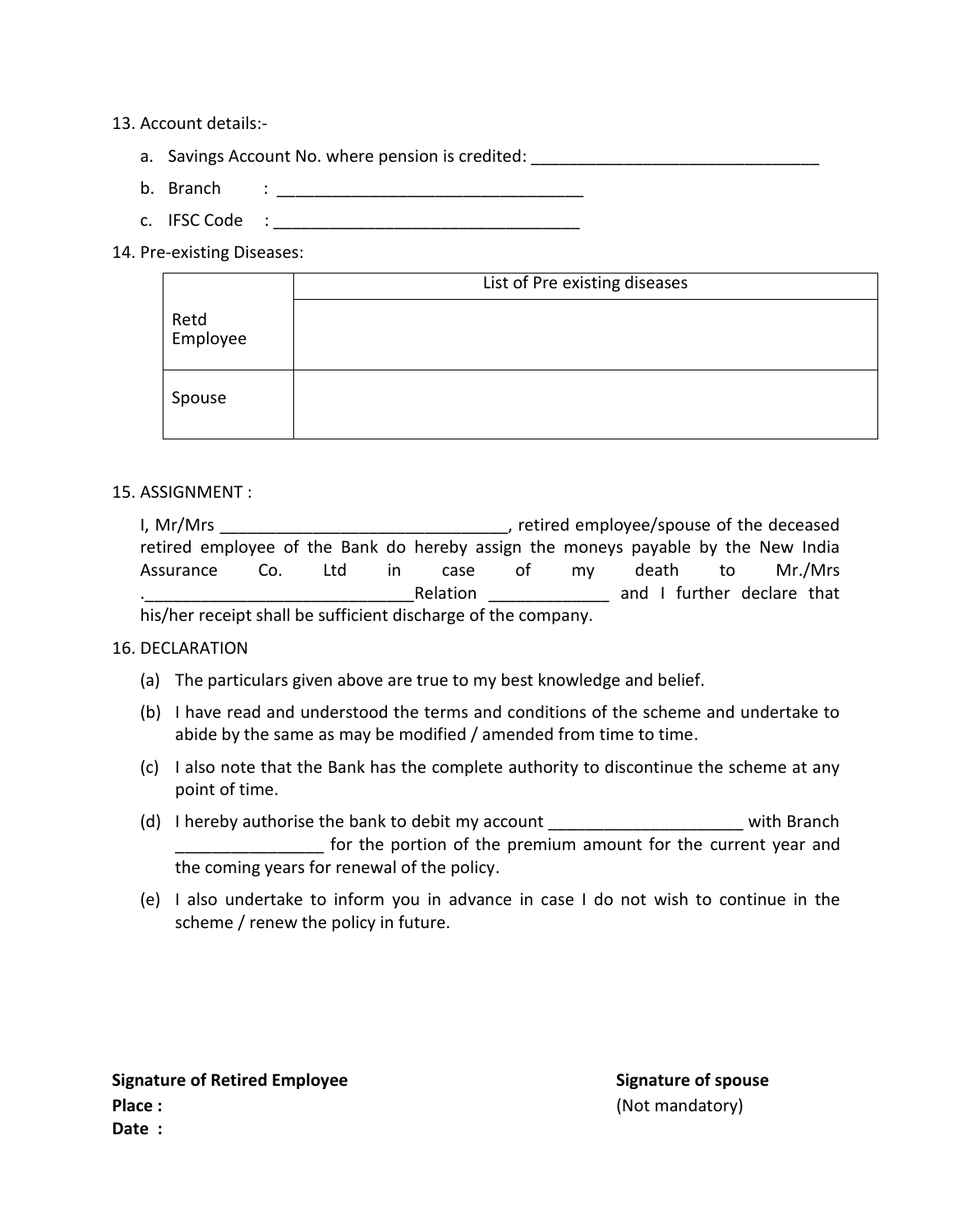13. Account details:-

    a. Savings Account No. where pension is credited: ________________________________

    b. Branch : __________________________________

    c. IFSC Code : __________________________________

14. Pre-existing Diseases:

| | List of Pre existing diseases |
|---|---|
| Retd Employee | |
| Spouse | |

15. ASSIGNMENT :

    I, Mr/Mrs ________________________________, retired employee/spouse of the deceased retired employee of the Bank do hereby assign the moneys payable by the New India Assurance Co. Ltd in case of my death to Mr./Mrs .______________________________Relation _____________ and I further declare that his/her receipt shall be sufficient discharge of the company.

16. DECLARATION

    (a) The particulars given above are true to my best knowledge and belief.

    (b) I have read and understood the terms and conditions of the scheme and undertake to abide by the same as may be modified / amended from time to time.

    (c) I also note that the Bank has the complete authority to discontinue the scheme at any point of time.

    (d) I hereby authorise the bank to debit my account _____________________ with Branch ________________ for the portion of the premium amount for the current year and the coming years for renewal of the policy.

    (e) I also undertake to inform you in advance in case I do not wish to continue in the scheme / renew the policy in future.

**Signature of Retired Employee**

**Place :**

**Date :**

**Signature of spouse**

(Not mandatory)